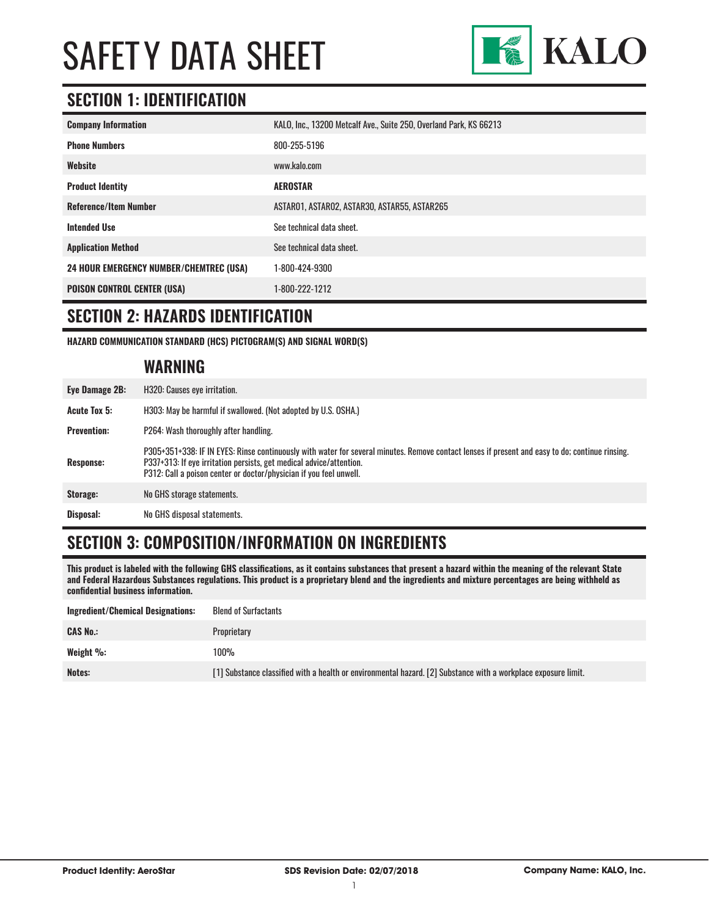# SAFETY DATA SHEET

KALO

## SECTION 1: IDENTIFICATION

| | |
|---|---|
| **Company Information** | KALO, Inc., 13200 Metcalf Ave., Suite 250, Overland Park, KS 66213 |
| **Phone Numbers** | 800-255-5196 |
| **Website** | www.kalo.com |
| **Product Identity** | **AEROSTAR** |
| **Reference/Item Number** | ASTAR01, ASTAR02, ASTAR30, ASTAR55, ASTAR265 |
| **Intended Use** | See technical data sheet. |
| **Application Method** | See technical data sheet. |
| **24 HOUR EMERGENCY NUMBER/CHEMTREC (USA)** | 1-800-424-9300 |
| **POISON CONTROL CENTER (USA)** | 1-800-222-1212 |

## SECTION 2: HAZARDS IDENTIFICATION

**HAZARD COMMUNICATION STANDARD (HCS) PICTOGRAM(S) AND SIGNAL WORD(S)**

### WARNING

| | |
|---|---|
| **Eye Damage 2B:** | H320: Causes eye irritation. |
| **Acute Tox 5:** | H303: May be harmful if swallowed. (Not adopted by U.S. OSHA.) |
| **Prevention:** | P264: Wash thoroughly after handling. |
| **Response:** | P305+351+338: IF IN EYES: Rinse continuously with water for several minutes. Remove contact lenses if present and easy to do; continue rinsing. P337+313: If eye irritation persists, get medical advice/attention. P312: Call a poison center or doctor/physician if you feel unwell. |
| **Storage:** | No GHS storage statements. |
| **Disposal:** | No GHS disposal statements. |

## SECTION 3: COMPOSITION/INFORMATION ON INGREDIENTS

**This product is labeled with the following GHS classifications, as it contains substances that present a hazard within the meaning of the relevant State and Federal Hazardous Substances regulations. This product is a proprietary blend and the ingredients and mixture percentages are being withheld as confidential business information.**

| | |
|---|---|
| **Ingredient/Chemical Designations:** | Blend of Surfactants |
| **CAS No.:** | Proprietary |
| **Weight %:** | 100% |
| **Notes:** | [1] Substance classified with a health or environmental hazard. [2] Substance with a workplace exposure limit. |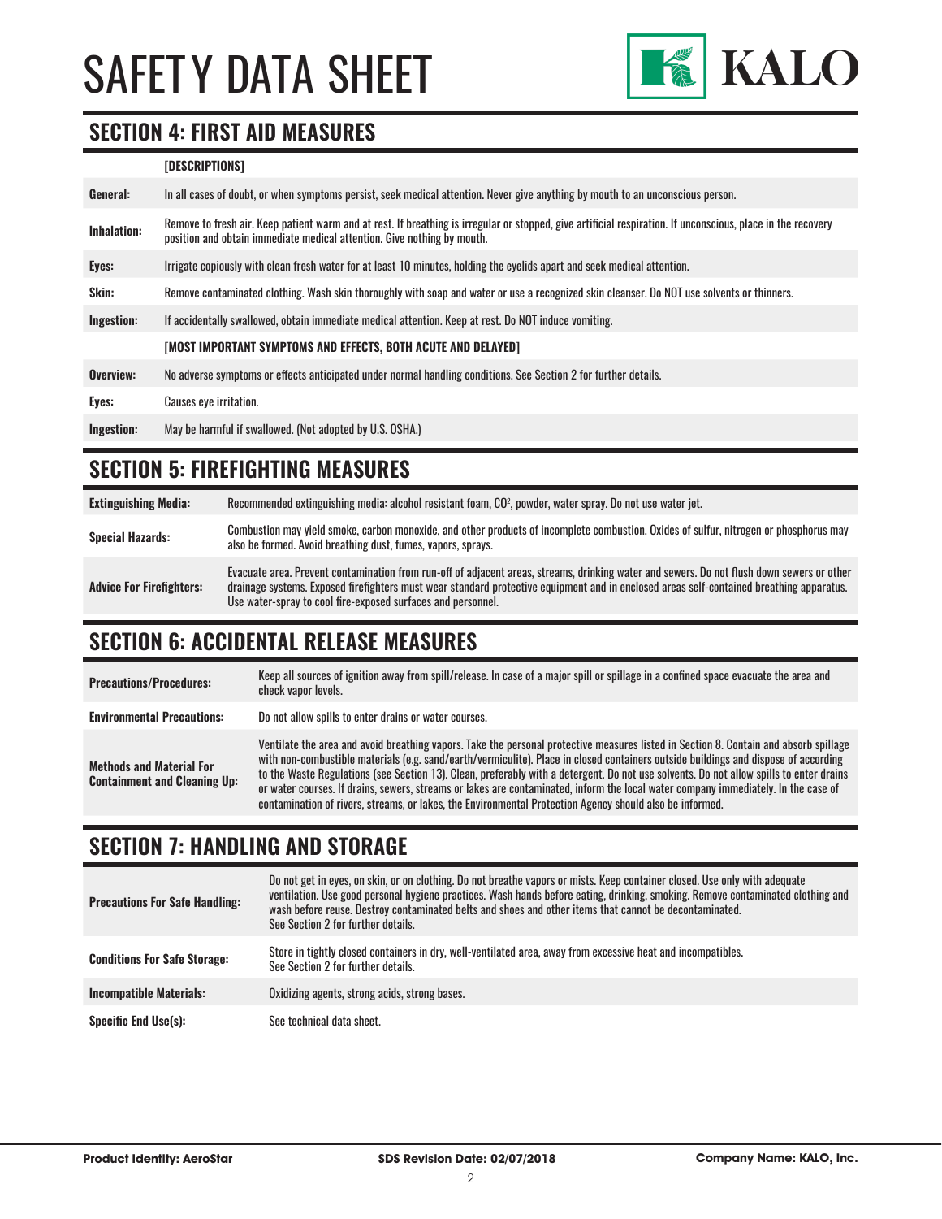## SECTION 4: FIRST AID MEASURES

| | [DESCRIPTIONS] |
|---|---|
| **General:** | In all cases of doubt, or when symptoms persist, seek medical attention. Never give anything by mouth to an unconscious person. |
| **Inhalation:** | Remove to fresh air. Keep patient warm and at rest. If breathing is irregular or stopped, give artificial respiration. If unconscious, place in the recovery position and obtain immediate medical attention. Give nothing by mouth. |
| **Eyes:** | Irrigate copiously with clean fresh water for at least 10 minutes, holding the eyelids apart and seek medical attention. |
| **Skin:** | Remove contaminated clothing. Wash skin thoroughly with soap and water or use a recognized skin cleanser. Do NOT use solvents or thinners. |
| **Ingestion:** | If accidentally swallowed, obtain immediate medical attention. Keep at rest. Do NOT induce vomiting. |
| | **[MOST IMPORTANT SYMPTOMS AND EFFECTS, BOTH ACUTE AND DELAYED]** |
| **Overview:** | No adverse symptoms or effects anticipated under normal handling conditions. See Section 2 for further details. |
| **Eyes:** | Causes eye irritation. |
| **Ingestion:** | May be harmful if swallowed. (Not adopted by U.S. OSHA.) |

## SECTION 5: FIREFIGHTING MEASURES

| | |
|---|---|
| **Extinguishing Media:** | Recommended extinguishing media: alcohol resistant foam, $CO^2$, powder, water spray. Do not use water jet. |
| **Special Hazards:** | Combustion may yield smoke, carbon monoxide, and other products of incomplete combustion. Oxides of sulfur, nitrogen or phosphorus may also be formed. Avoid breathing dust, fumes, vapors, sprays. |
| **Advice For Firefighters:** | Evacuate area. Prevent contamination from run-off of adjacent areas, streams, drinking water and sewers. Do not flush down sewers or other drainage systems. Exposed firefighters must wear standard protective equipment and in enclosed areas self-contained breathing apparatus. Use water-spray to cool fire-exposed surfaces and personnel. |

## SECTION 6: ACCIDENTAL RELEASE MEASURES

| | |
|---|---|
| **Precautions/Procedures:** | Keep all sources of ignition away from spill/release. In case of a major spill or spillage in a confined space evacuate the area and check vapor levels. |
| **Environmental Precautions:** | Do not allow spills to enter drains or water courses. |
| **Methods and Material For Containment and Cleaning Up:** | Ventilate the area and avoid breathing vapors. Take the personal protective measures listed in Section 8. Contain and absorb spillage with non-combustible materials (e.g. sand/earth/vermiculite). Place in closed containers outside buildings and dispose of according to the Waste Regulations (see Section 13). Clean, preferably with a detergent. Do not use solvents. Do not allow spills to enter drains or water courses. If drains, sewers, streams or lakes are contaminated, inform the local water company immediately. In the case of contamination of rivers, streams, or lakes, the Environmental Protection Agency should also be informed. |

## SECTION 7: HANDLING AND STORAGE

| | |
|---|---|
| **Precautions For Safe Handling:** | Do not get in eyes, on skin, or on clothing. Do not breathe vapors or mists. Keep container closed. Use only with adequate ventilation. Use good personal hygiene practices. Wash hands before eating, drinking, smoking. Remove contaminated clothing and wash before reuse. Destroy contaminated belts and shoes and other items that cannot be decontaminated. See Section 2 for further details. |
| **Conditions For Safe Storage:** | Store in tightly closed containers in dry, well-ventilated area, away from excessive heat and incompatibles. See Section 2 for further details. |
| **Incompatible Materials:** | Oxidizing agents, strong acids, strong bases. |
| **Specific End Use(s):** | See technical data sheet. |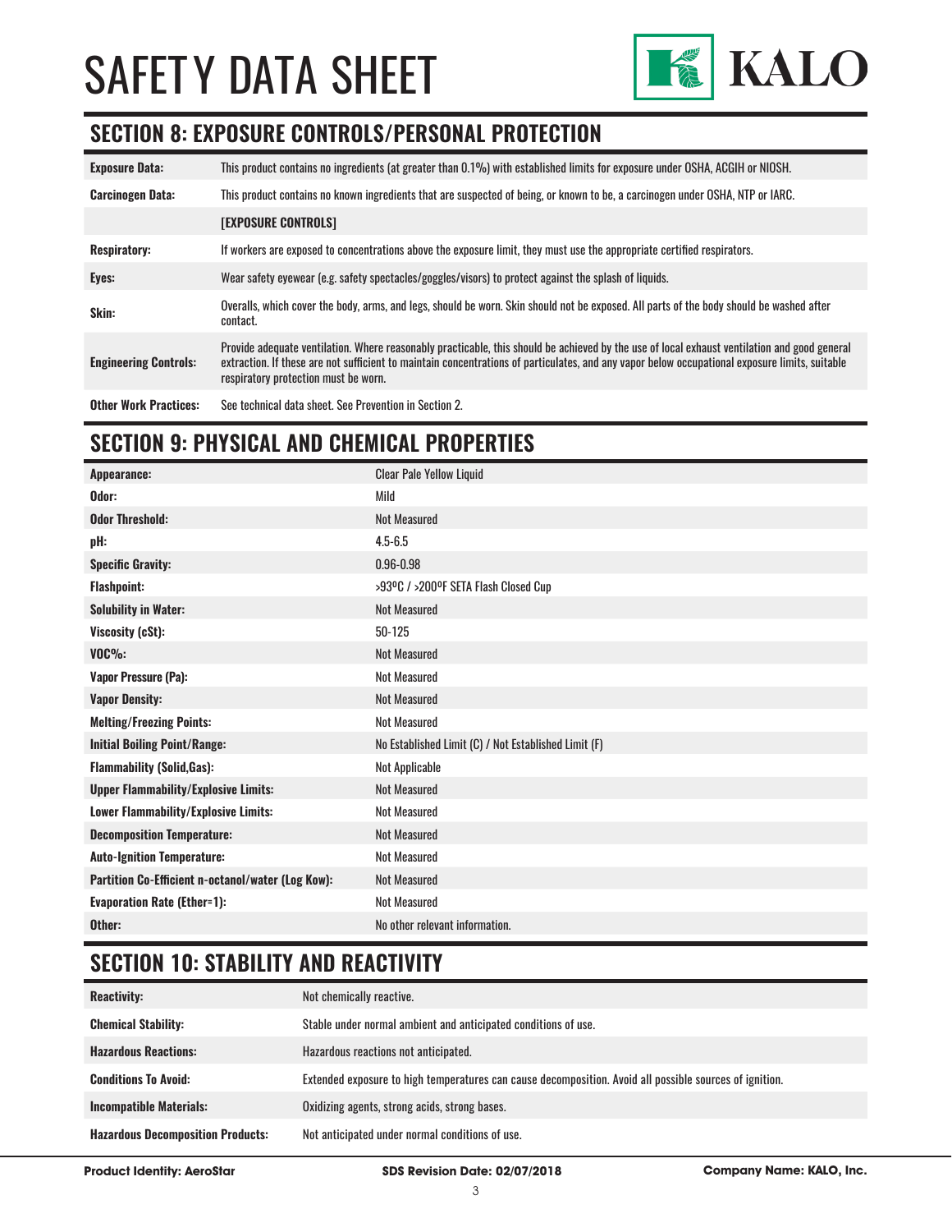## SECTION 8: EXPOSURE CONTROLS/PERSONAL PROTECTION

| | |
|---|---|
| **Exposure Data:** | This product contains no ingredients (at greater than 0.1%) with established limits for exposure under OSHA, ACGIH or NIOSH. |
| **Carcinogen Data:** | This product contains no known ingredients that are suspected of being, or known to be, a carcinogen under OSHA, NTP or IARC. |
| | **[EXPOSURE CONTROLS]** |
| **Respiratory:** | If workers are exposed to concentrations above the exposure limit, they must use the appropriate certified respirators. |
| **Eyes:** | Wear safety eyewear (e.g. safety spectacles/goggles/visors) to protect against the splash of liquids. |
| **Skin:** | Overalls, which cover the body, arms, and legs, should be worn. Skin should not be exposed. All parts of the body should be washed after contact. |
| **Engineering Controls:** | Provide adequate ventilation. Where reasonably practicable, this should be achieved by the use of local exhaust ventilation and good general extraction. If these are not sufficient to maintain concentrations of particulates, and any vapor below occupational exposure limits, suitable respiratory protection must be worn. |
| **Other Work Practices:** | See technical data sheet. See Prevention in Section 2. |

## SECTION 9: PHYSICAL AND CHEMICAL PROPERTIES

| | |
|---|---|
| **Appearance:** | Clear Pale Yellow Liquid |
| **Odor:** | Mild |
| **Odor Threshold:** | Not Measured |
| **pH:** | 4.5-6.5 |
| **Specific Gravity:** | 0.96-0.98 |
| **Flashpoint:** | >93ºC / >200ºF SETA Flash Closed Cup |
| **Solubility in Water:** | Not Measured |
| **Viscosity (cSt):** | 50-125 |
| **VOC%:** | Not Measured |
| **Vapor Pressure (Pa):** | Not Measured |
| **Vapor Density:** | Not Measured |
| **Melting/Freezing Points:** | Not Measured |
| **Initial Boiling Point/Range:** | No Established Limit (C) / Not Established Limit (F) |
| **Flammability (Solid,Gas):** | Not Applicable |
| **Upper Flammability/Explosive Limits:** | Not Measured |
| **Lower Flammability/Explosive Limits:** | Not Measured |
| **Decomposition Temperature:** | Not Measured |
| **Auto-Ignition Temperature:** | Not Measured |
| **Partition Co-Efficient n-octanol/water (Log Kow):** | Not Measured |
| **Evaporation Rate (Ether=1):** | Not Measured |
| **Other:** | No other relevant information. |

## SECTION 10: STABILITY AND REACTIVITY

| | |
|---|---|
| **Reactivity:** | Not chemically reactive. |
| **Chemical Stability:** | Stable under normal ambient and anticipated conditions of use. |
| **Hazardous Reactions:** | Hazardous reactions not anticipated. |
| **Conditions To Avoid:** | Extended exposure to high temperatures can cause decomposition. Avoid all possible sources of ignition. |
| **Incompatible Materials:** | Oxidizing agents, strong acids, strong bases. |
| **Hazardous Decomposition Products:** | Not anticipated under normal conditions of use. |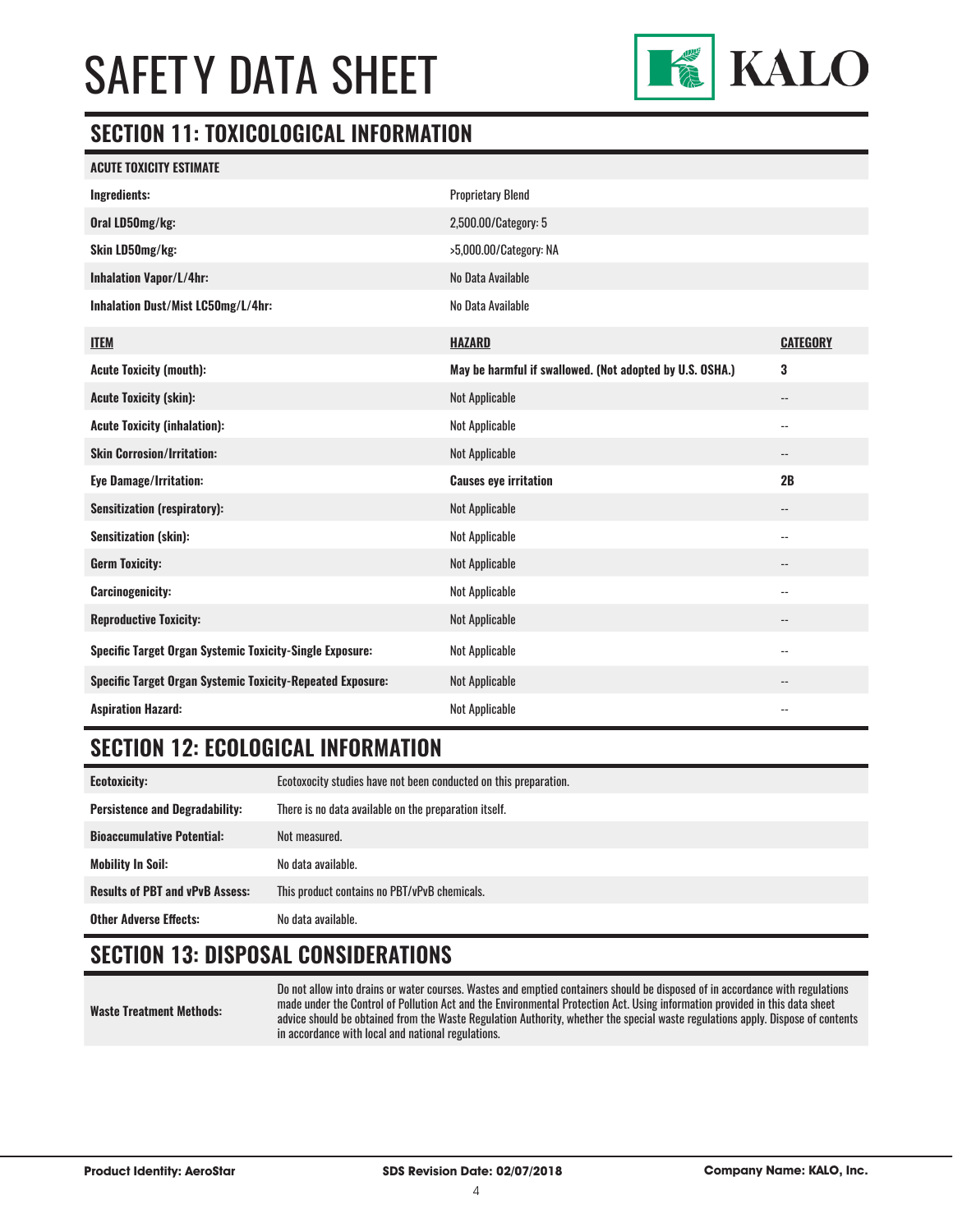## SECTION 11: TOXICOLOGICAL INFORMATION

| ACUTE TOXICITY ESTIMATE | |
|---|---|
| **Ingredients:** | Proprietary Blend |
| **Oral LD50mg/kg:** | 2,500.00/Category: 5 |
| **Skin LD50mg/kg:** | >5,000.00/Category: NA |
| **Inhalation Vapor/L/4hr:** | No Data Available |
| **Inhalation Dust/Mist LC50mg/L/4hr:** | No Data Available |

| ITEM | HAZARD | CATEGORY |
|---|---|---|
| **Acute Toxicity (mouth):** | **May be harmful if swallowed. (Not adopted by U.S. OSHA.)** | **3** |
| **Acute Toxicity (skin):** | Not Applicable | -- |
| **Acute Toxicity (inhalation):** | Not Applicable | -- |
| **Skin Corrosion/Irritation:** | Not Applicable | -- |
| **Eye Damage/Irritation:** | **Causes eye irritation** | **2B** |
| **Sensitization (respiratory):** | Not Applicable | -- |
| **Sensitization (skin):** | Not Applicable | -- |
| **Germ Toxicity:** | Not Applicable | -- |
| **Carcinogenicity:** | Not Applicable | -- |
| **Reproductive Toxicity:** | Not Applicable | -- |
| **Specific Target Organ Systemic Toxicity-Single Exposure:** | Not Applicable | -- |
| **Specific Target Organ Systemic Toxicity-Repeated Exposure:** | Not Applicable | -- |
| **Aspiration Hazard:** | Not Applicable | -- |

## SECTION 12: ECOLOGICAL INFORMATION

| | |
|---|---|
| **Ecotoxicity:** | Ecotoxocity studies have not been conducted on this preparation. |
| **Persistence and Degradability:** | There is no data available on the preparation itself. |
| **Bioaccumulative Potential:** | Not measured. |
| **Mobility In Soil:** | No data available. |
| **Results of PBT and vPvB Assess:** | This product contains no PBT/vPvB chemicals. |
| **Other Adverse Effects:** | No data available. |

## SECTION 13: DISPOSAL CONSIDERATIONS

| | |
|---|---|
| **Waste Treatment Methods:** | Do not allow into drains or water courses. Wastes and emptied containers should be disposed of in accordance with regulations made under the Control of Pollution Act and the Environmental Protection Act. Using information provided in this data sheet advice should be obtained from the Waste Regulation Authority, whether the special waste regulations apply. Dispose of contents in accordance with local and national regulations. |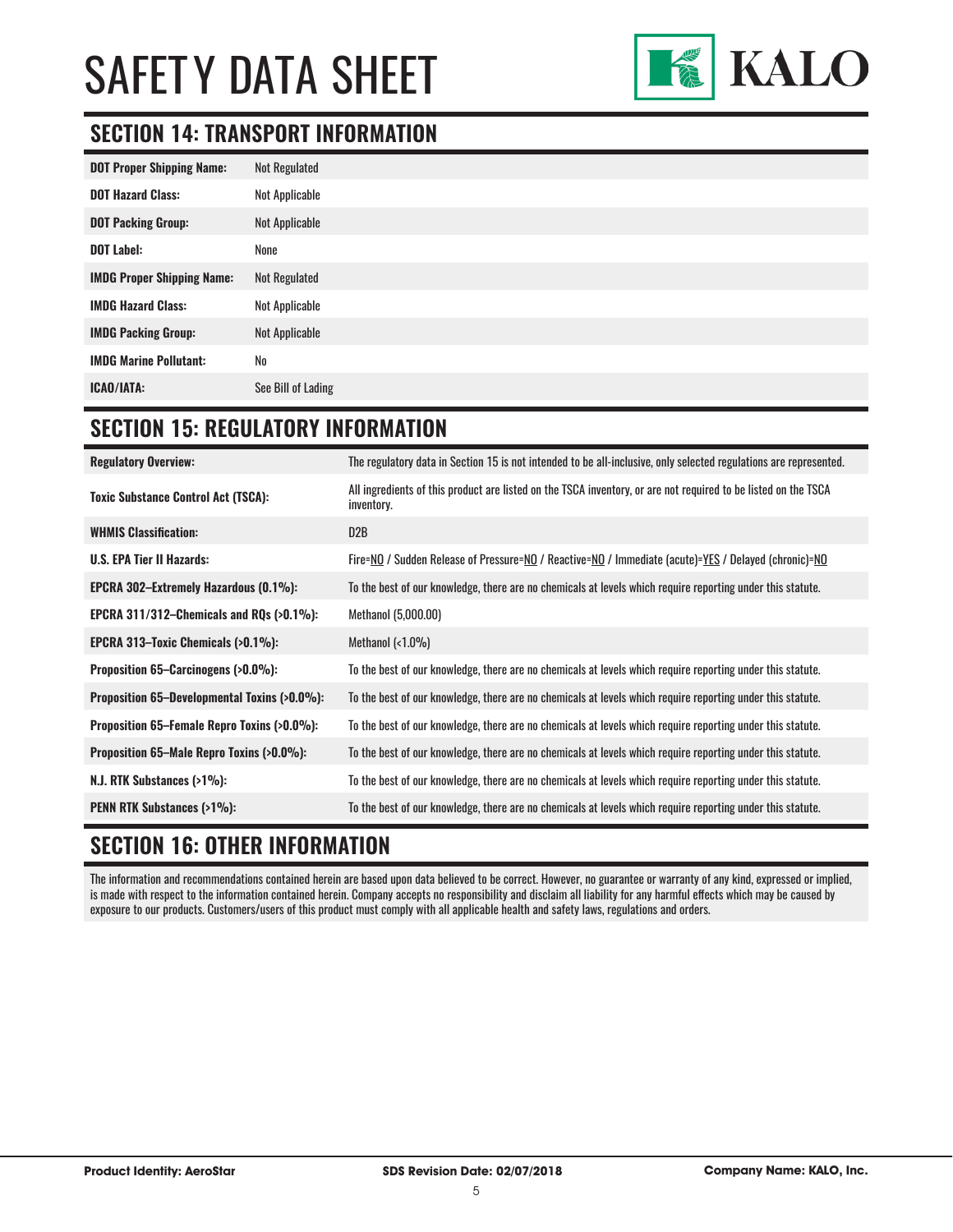# SAFETY DATA SHEET

## SECTION 14: TRANSPORT INFORMATION

| | |
|---|---|
| **DOT Proper Shipping Name:** | Not Regulated |
| **DOT Hazard Class:** | Not Applicable |
| **DOT Packing Group:** | Not Applicable |
| **DOT Label:** | None |
| **IMDG Proper Shipping Name:** | Not Regulated |
| **IMDG Hazard Class:** | Not Applicable |
| **IMDG Packing Group:** | Not Applicable |
| **IMDG Marine Pollutant:** | No |
| **ICAO/IATA:** | See Bill of Lading |

## SECTION 15: REGULATORY INFORMATION

| | |
|---|---|
| **Regulatory Overview:** | The regulatory data in Section 15 is not intended to be all-inclusive, only selected regulations are represented. |
| **Toxic Substance Control Act (TSCA):** | All ingredients of this product are listed on the TSCA inventory, or are not required to be listed on the TSCA inventory. |
| **WHMIS Classification:** | D2B |
| **U.S. EPA Tier II Hazards:** | Fire=NO / Sudden Release of Pressure=NO / Reactive=NO / Immediate (acute)=YES / Delayed (chronic)=NO |
| **EPCRA 302–Extremely Hazardous (0.1%):** | To the best of our knowledge, there are no chemicals at levels which require reporting under this statute. |
| **EPCRA 311/312–Chemicals and RQs (>0.1%):** | Methanol (5,000.00) |
| **EPCRA 313–Toxic Chemicals (>0.1%):** | Methanol (<1.0%) |
| **Proposition 65–Carcinogens (>0.0%):** | To the best of our knowledge, there are no chemicals at levels which require reporting under this statute. |
| **Proposition 65–Developmental Toxins (>0.0%):** | To the best of our knowledge, there are no chemicals at levels which require reporting under this statute. |
| **Proposition 65–Female Repro Toxins (>0.0%):** | To the best of our knowledge, there are no chemicals at levels which require reporting under this statute. |
| **Proposition 65–Male Repro Toxins (>0.0%):** | To the best of our knowledge, there are no chemicals at levels which require reporting under this statute. |
| **N.J. RTK Substances (>1%):** | To the best of our knowledge, there are no chemicals at levels which require reporting under this statute. |
| **PENN RTK Substances (>1%):** | To the best of our knowledge, there are no chemicals at levels which require reporting under this statute. |

## SECTION 16: OTHER INFORMATION

The information and recommendations contained herein are based upon data believed to be correct. However, no guarantee or warranty of any kind, expressed or implied, is made with respect to the information contained herein. Company accepts no responsibility and disclaim all liability for any harmful effects which may be caused by exposure to our products. Customers/users of this product must comply with all applicable health and safety laws, regulations and orders.

**Product Identity: AeroStar** **SDS Revision Date: 02/07/2018** **Company Name: KALO, Inc.**